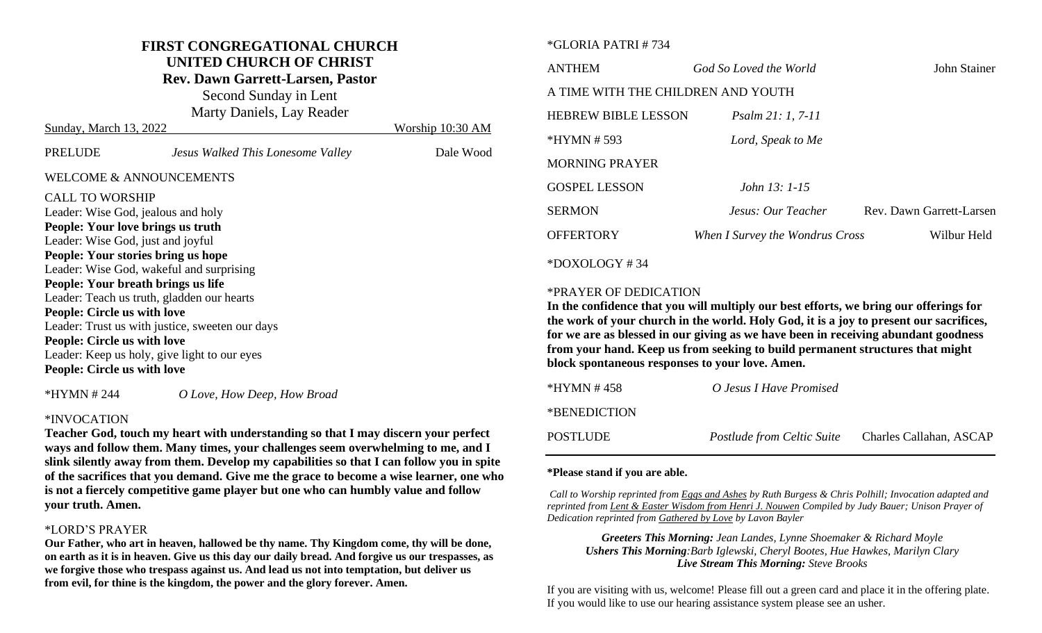# FIRST CONGREGATIONAL CHURCH
## UNITED CHURCH OF CHRIST
**Rev. Dawn Garrett-Larsen, Pastor**

Second Sunday in Lent

Marty Daniels, Lay Reader

Sunday, March 13, 2022 — Worship 10:30 AM

PRELUDE — *Jesus Walked This Lonesome Valley* — Dale Wood

WELCOME & ANNOUNCEMENTS

CALL TO WORSHIP

Leader: Wise God, jealous and holy

**People: Your love brings us truth**

Leader: Wise God, just and joyful

**People: Your stories bring us hope**

Leader: Wise God, wakeful and surprising

**People: Your breath brings us life**

Leader: Teach us truth, gladden our hearts

**People: Circle us with love**

Leader: Trust us with justice, sweeten our days

**People: Circle us with love**

Leader: Keep us holy, give light to our eyes

**People: Circle us with love**

*HYMN # 244 — *O Love, How Deep, How Broad*

*INVOCATION

**Teacher God, touch my heart with understanding so that I may discern your perfect ways and follow them. Many times, your challenges seem overwhelming to me, and I slink silently away from them. Develop my capabilities so that I can follow you in spite of the sacrifices that you demand. Give me the grace to become a wise learner, one who is not a fiercely competitive game player but one who can humbly value and follow your truth. Amen.**

*LORD'S PRAYER

**Our Father, who art in heaven, hallowed be thy name. Thy Kingdom come, thy will be done, on earth as it is in heaven. Give us this day our daily bread. And forgive us our trespasses, as we forgive those who trespass against us. And lead us not into temptation, but deliver us from evil, for thine is the kingdom, the power and the glory forever. Amen.**

*GLORIA PATRI # 734

ANTHEM — *God So Loved the World* — John Stainer

A TIME WITH THE CHILDREN AND YOUTH

HEBREW BIBLE LESSON — *Psalm 21: 1, 7-11*

*HYMN # 593 — *Lord, Speak to Me*

MORNING PRAYER

GOSPEL LESSON — *John 13: 1-15*

SERMON — *Jesus: Our Teacher* — Rev. Dawn Garrett-Larsen

OFFERTORY — *When I Survey the Wondrous Cross* — Wilbur Held

*DOXOLOGY # 34

*PRAYER OF DEDICATION

**In the confidence that you will multiply our best efforts, we bring our offerings for the work of your church in the world. Holy God, it is a joy to present our sacrifices, for we are as blessed in our giving as we have been in receiving abundant goodness from your hand. Keep us from seeking to build permanent structures that might block spontaneous responses to your love. Amen.**

*HYMN # 458 — *O Jesus I Have Promised*

*BENEDICTION

POSTLUDE — *Postlude from Celtic Suite* — Charles Callahan, ASCAP

---

**\*Please stand if you are able.**

*Call to Worship reprinted from Eggs and Ashes by Ruth Burgess & Chris Polhill; Invocation adapted and reprinted from Lent & Easter Wisdom from Henri J. Nouwen Compiled by Judy Bauer; Unison Prayer of Dedication reprinted from Gathered by Love by Lavon Bayler*

***Greeters This Morning:*** *Jean Landes, Lynne Shoemaker & Richard Moyle*

***Ushers This Morning:*** *Barb Iglewski, Cheryl Bootes, Hue Hawkes, Marilyn Clary*

***Live Stream This Morning:*** *Steve Brooks*

If you are visiting with us, welcome! Please fill out a green card and place it in the offering plate. If you would like to use our hearing assistance system please see an usher.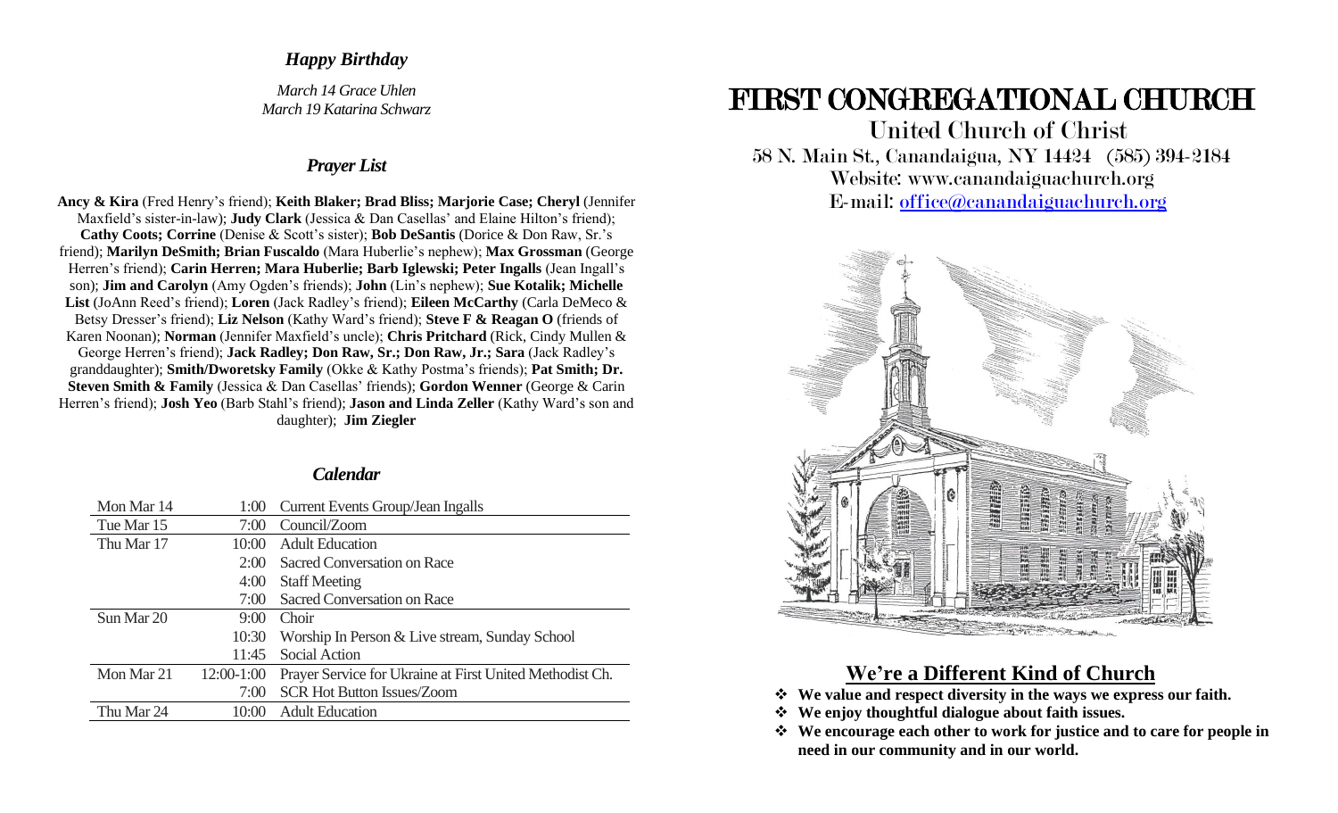## *Happy Birthday*

*March 14 Grace Uhlen*
*March 19 Katarina Schwarz*

## *Prayer List*

**Ancy & Kira** (Fred Henry's friend); **Keith Blaker; Brad Bliss; Marjorie Case; Cheryl** (Jennifer Maxfield's sister-in-law); **Judy Clark** (Jessica & Dan Casellas' and Elaine Hilton's friend); **Cathy Coots; Corrine** (Denise & Scott's sister); **Bob DeSantis** (Dorice & Don Raw, Sr.'s friend); **Marilyn DeSmith; Brian Fuscaldo** (Mara Huberlie's nephew); **Max Grossman** (George Herren's friend); **Carin Herren; Mara Huberlie; Barb Iglewski; Peter Ingalls** (Jean Ingall's son); **Jim and Carolyn** (Amy Ogden's friends); **John** (Lin's nephew); **Sue Kotalik; Michelle List** (JoAnn Reed's friend); **Loren** (Jack Radley's friend); **Eileen McCarthy** (Carla DeMeco & Betsy Dresser's friend); **Liz Nelson** (Kathy Ward's friend); **Steve F & Reagan O** (friends of Karen Noonan); **Norman** (Jennifer Maxfield's uncle); **Chris Pritchard** (Rick, Cindy Mullen & George Herren's friend); **Jack Radley; Don Raw, Sr.; Don Raw, Jr.; Sara** (Jack Radley's granddaughter); **Smith/Dworetsky Family** (Okke & Kathy Postma's friends); **Pat Smith; Dr. Steven Smith & Family** (Jessica & Dan Casellas' friends); **Gordon Wenner** (George & Carin Herren's friend); **Josh Yeo** (Barb Stahl's friend); **Jason and Linda Zeller** (Kathy Ward's son and daughter); **Jim Ziegler**

## *Calendar*

| | | |
|---|---|---|
| Mon Mar 14 | 1:00 | Current Events Group/Jean Ingalls |
| Tue Mar 15 | 7:00 | Council/Zoom |
| Thu Mar 17 | 10:00 | Adult Education |
| | 2:00 | Sacred Conversation on Race |
| | 4:00 | Staff Meeting |
| | 7:00 | Sacred Conversation on Race |
| Sun Mar 20 | 9:00 | Choir |
| | 10:30 | Worship In Person & Live stream, Sunday School |
| | 11:45 | Social Action |
| Mon Mar 21 | 12:00-1:00 | Prayer Service for Ukraine at First United Methodist Ch. |
| | 7:00 | SCR Hot Button Issues/Zoom |
| Thu Mar 24 | 10:00 | Adult Education |

# FIRST CONGREGATIONAL CHURCH

United Church of Christ

58 N. Main St., Canandaigua, NY 14424 (585) 394-2184
Website: www.canandaiguachurch.org
E-mail: office@canandaiguachurch.org

## We're a Different Kind of Church

- **We value and respect diversity in the ways we express our faith.**
- **We enjoy thoughtful dialogue about faith issues.**
- **We encourage each other to work for justice and to care for people in need in our community and in our world.**